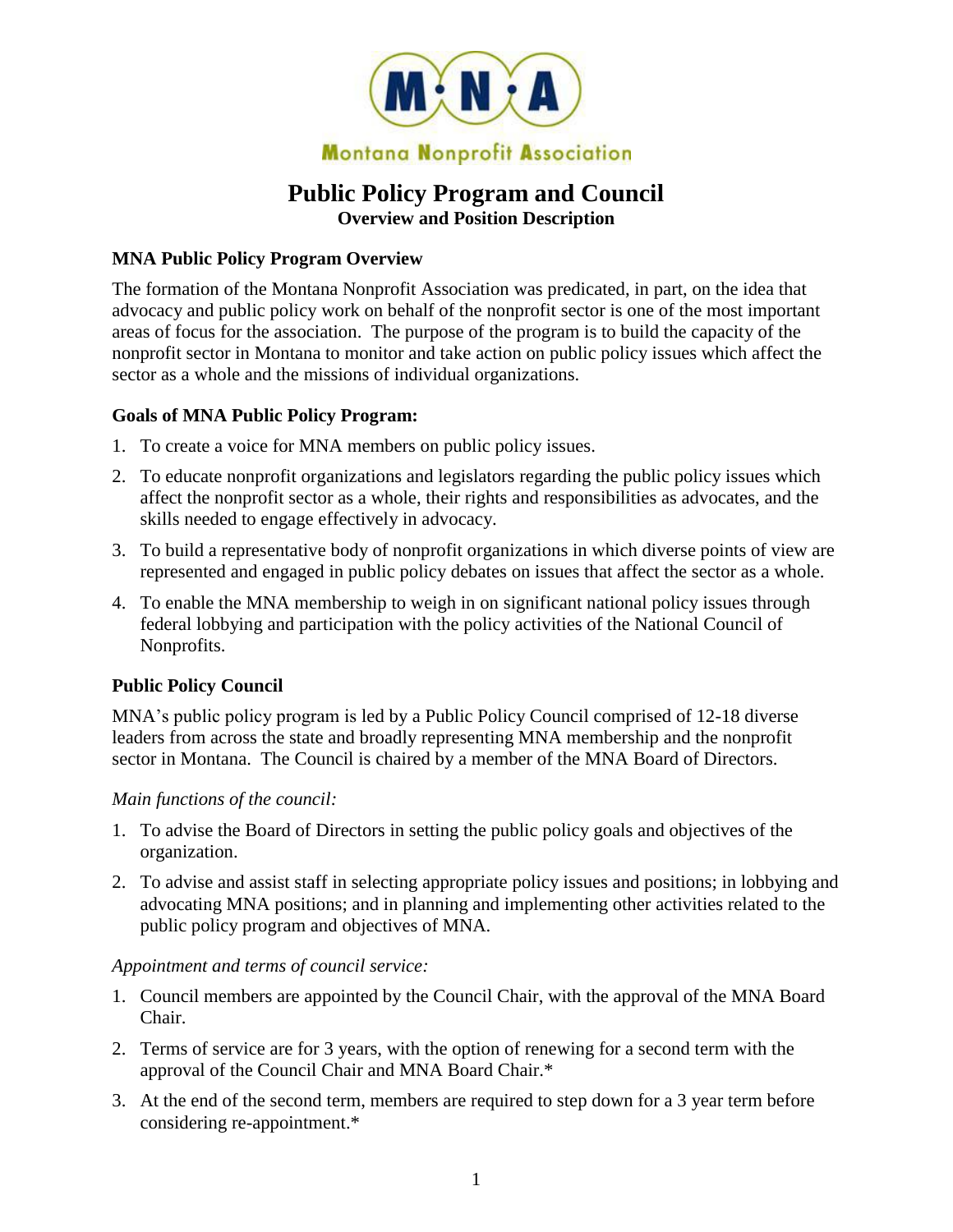Montana Nonprofit Association

# Public Policy Program and Council

**Overview and Position Description**

## MNA Public Policy Program Overview

The formation of the Montana Nonprofit Association was predicated, in part, on the idea that advocacy and public policy work on behalf of the nonprofit sector is one of the most important areas of focus for the association. The purpose of the program is to build the capacity of the nonprofit sector in Montana to monitor and take action on public policy issues which affect the sector as a whole and the missions of individual organizations.

## Goals of MNA Public Policy Program:

1. To create a voice for MNA members on public policy issues.
2. To educate nonprofit organizations and legislators regarding the public policy issues which affect the nonprofit sector as a whole, their rights and responsibilities as advocates, and the skills needed to engage effectively in advocacy.
3. To build a representative body of nonprofit organizations in which diverse points of view are represented and engaged in public policy debates on issues that affect the sector as a whole.
4. To enable the MNA membership to weigh in on significant national policy issues through federal lobbying and participation with the policy activities of the National Council of Nonprofits.

## Public Policy Council

MNA's public policy program is led by a Public Policy Council comprised of 12-18 diverse leaders from across the state and broadly representing MNA membership and the nonprofit sector in Montana. The Council is chaired by a member of the MNA Board of Directors.

*Main functions of the council:*

1. To advise the Board of Directors in setting the public policy goals and objectives of the organization.
2. To advise and assist staff in selecting appropriate policy issues and positions; in lobbying and advocating MNA positions; and in planning and implementing other activities related to the public policy program and objectives of MNA.

*Appointment and terms of council service:*

1. Council members are appointed by the Council Chair, with the approval of the MNA Board Chair.
2. Terms of service are for 3 years, with the option of renewing for a second term with the approval of the Council Chair and MNA Board Chair.*
3. At the end of the second term, members are required to step down for a 3 year term before considering re-appointment.*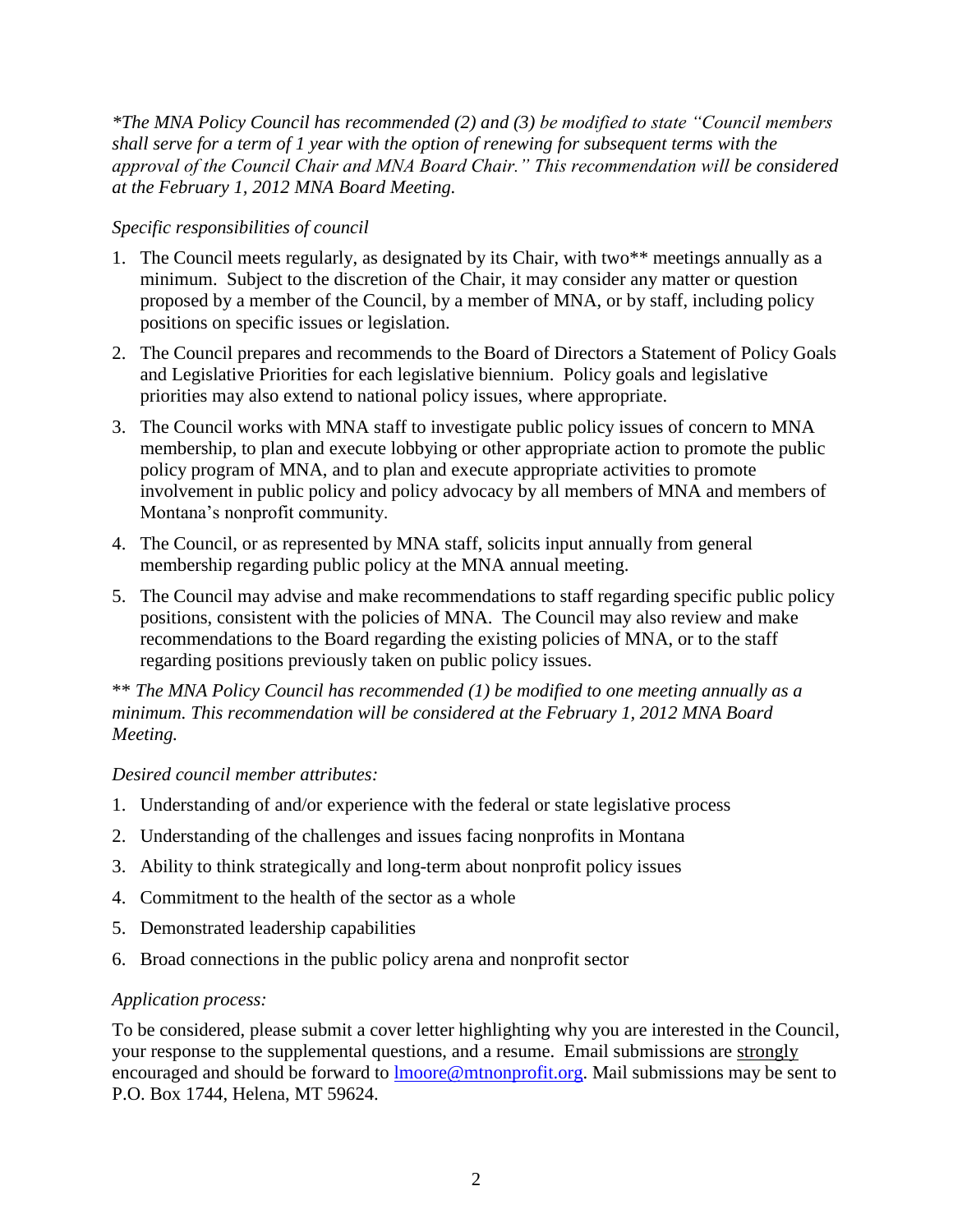*\*The MNA Policy Council has recommended (2) and (3) be modified to state "Council members shall serve for a term of 1 year with the option of renewing for subsequent terms with the approval of the Council Chair and MNA Board Chair." This recommendation will be considered at the February 1, 2012 MNA Board Meeting.*

*Specific responsibilities of council*

1. The Council meets regularly, as designated by its Chair, with two** meetings annually as a minimum. Subject to the discretion of the Chair, it may consider any matter or question proposed by a member of the Council, by a member of MNA, or by staff, including policy positions on specific issues or legislation.
2. The Council prepares and recommends to the Board of Directors a Statement of Policy Goals and Legislative Priorities for each legislative biennium. Policy goals and legislative priorities may also extend to national policy issues, where appropriate.
3. The Council works with MNA staff to investigate public policy issues of concern to MNA membership, to plan and execute lobbying or other appropriate action to promote the public policy program of MNA, and to plan and execute appropriate activities to promote involvement in public policy and policy advocacy by all members of MNA and members of Montana's nonprofit community.
4. The Council, or as represented by MNA staff, solicits input annually from general membership regarding public policy at the MNA annual meeting.
5. The Council may advise and make recommendations to staff regarding specific public policy positions, consistent with the policies of MNA. The Council may also review and make recommendations to the Board regarding the existing policies of MNA, or to the staff regarding positions previously taken on public policy issues.

** *The MNA Policy Council has recommended (1) be modified to one meeting annually as a minimum. This recommendation will be considered at the February 1, 2012 MNA Board Meeting.*

*Desired council member attributes:*

1. Understanding of and/or experience with the federal or state legislative process
2. Understanding of the challenges and issues facing nonprofits in Montana
3. Ability to think strategically and long-term about nonprofit policy issues
4. Commitment to the health of the sector as a whole
5. Demonstrated leadership capabilities
6. Broad connections in the public policy arena and nonprofit sector

*Application process:*

To be considered, please submit a cover letter highlighting why you are interested in the Council, your response to the supplemental questions, and a resume. Email submissions are strongly encouraged and should be forward to lmoore@mtnonprofit.org. Mail submissions may be sent to P.O. Box 1744, Helena, MT 59624.